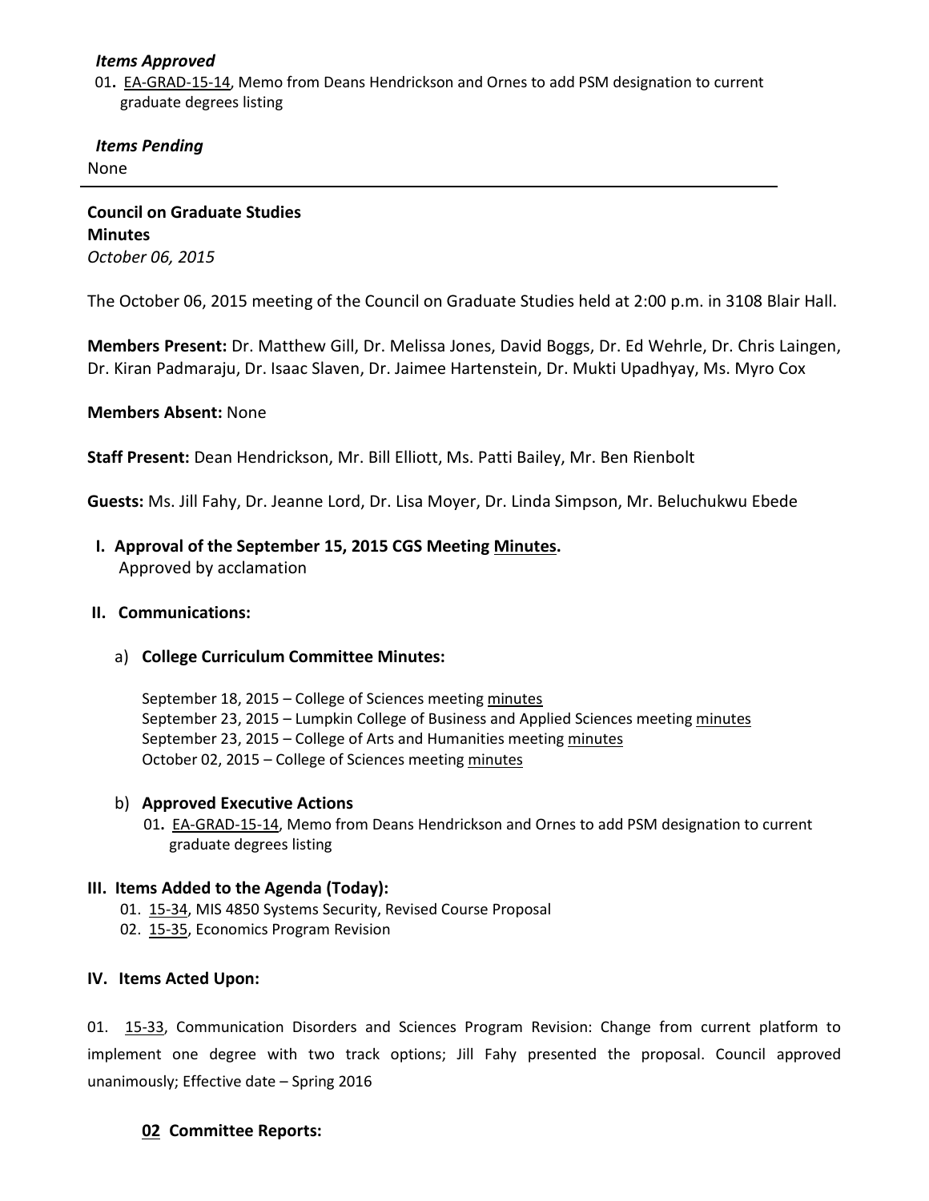***Items Approved***

01. EA-GRAD-15-14, Memo from Deans Hendrickson and Ornes to add PSM designation to current graduate degrees listing

***Items Pending***

None

---

**Council on Graduate Studies**
**Minutes**
*October 06, 2015*

The October 06, 2015 meeting of the Council on Graduate Studies held at 2:00 p.m. in 3108 Blair Hall.

**Members Present:** Dr. Matthew Gill, Dr. Melissa Jones, David Boggs, Dr. Ed Wehrle, Dr. Chris Laingen, Dr. Kiran Padmaraju, Dr. Isaac Slaven, Dr. Jaimee Hartenstein, Dr. Mukti Upadhyay, Ms. Myro Cox

**Members Absent:** None

**Staff Present:** Dean Hendrickson, Mr. Bill Elliott, Ms. Patti Bailey, Mr. Ben Rienbolt

**Guests:** Ms. Jill Fahy, Dr. Jeanne Lord, Dr. Lisa Moyer, Dr. Linda Simpson, Mr. Beluchukwu Ebede

## I. Approval of the September 15, 2015 CGS Meeting Minutes.

Approved by acclamation

## II. Communications:

### a) College Curriculum Committee Minutes:

September 18, 2015 – College of Sciences meeting minutes
September 23, 2015 – Lumpkin College of Business and Applied Sciences meeting minutes
September 23, 2015 – College of Arts and Humanities meeting minutes
October 02, 2015 – College of Sciences meeting minutes

### b) Approved Executive Actions

01. EA-GRAD-15-14, Memo from Deans Hendrickson and Ornes to add PSM designation to current graduate degrees listing

## III. Items Added to the Agenda (Today):

01. 15-34, MIS 4850 Systems Security, Revised Course Proposal
02. 15-35, Economics Program Revision

## IV. Items Acted Upon:

01. 15-33, Communication Disorders and Sciences Program Revision: Change from current platform to implement one degree with two track options; Jill Fahy presented the proposal. Council approved unanimously; Effective date – Spring 2016

### 02 Committee Reports: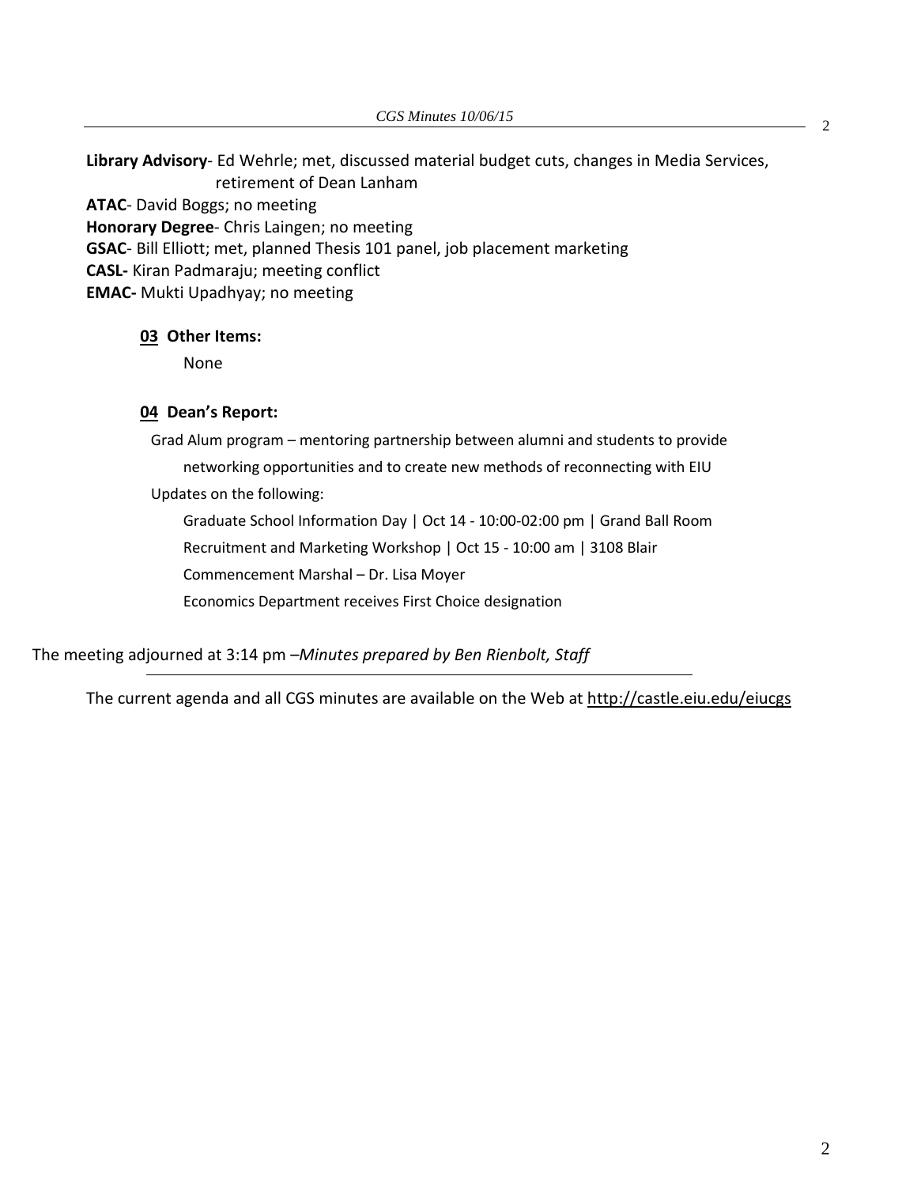**Library Advisory**- Ed Wehrle; met, discussed material budget cuts, changes in Media Services, retirement of Dean Lanham

**ATAC**- David Boggs; no meeting

**Honorary Degree**- Chris Laingen; no meeting

**GSAC**- Bill Elliott; met, planned Thesis 101 panel, job placement marketing

**CASL-** Kiran Padmaraju; meeting conflict

**EMAC-** Mukti Upadhyay; no meeting

## 03 Other Items:

None

## 04 Dean's Report:

Grad Alum program – mentoring partnership between alumni and students to provide networking opportunities and to create new methods of reconnecting with EIU

Updates on the following:

Graduate School Information Day | Oct 14 - 10:00-02:00 pm | Grand Ball Room

Recruitment and Marketing Workshop | Oct 15 - 10:00 am | 3108 Blair

Commencement Marshal – Dr. Lisa Moyer

Economics Department receives First Choice designation

The meeting adjourned at 3:14 pm –*Minutes prepared by Ben Rienbolt, Staff*

---

The current agenda and all CGS minutes are available on the Web at http://castle.eiu.edu/eiucgs